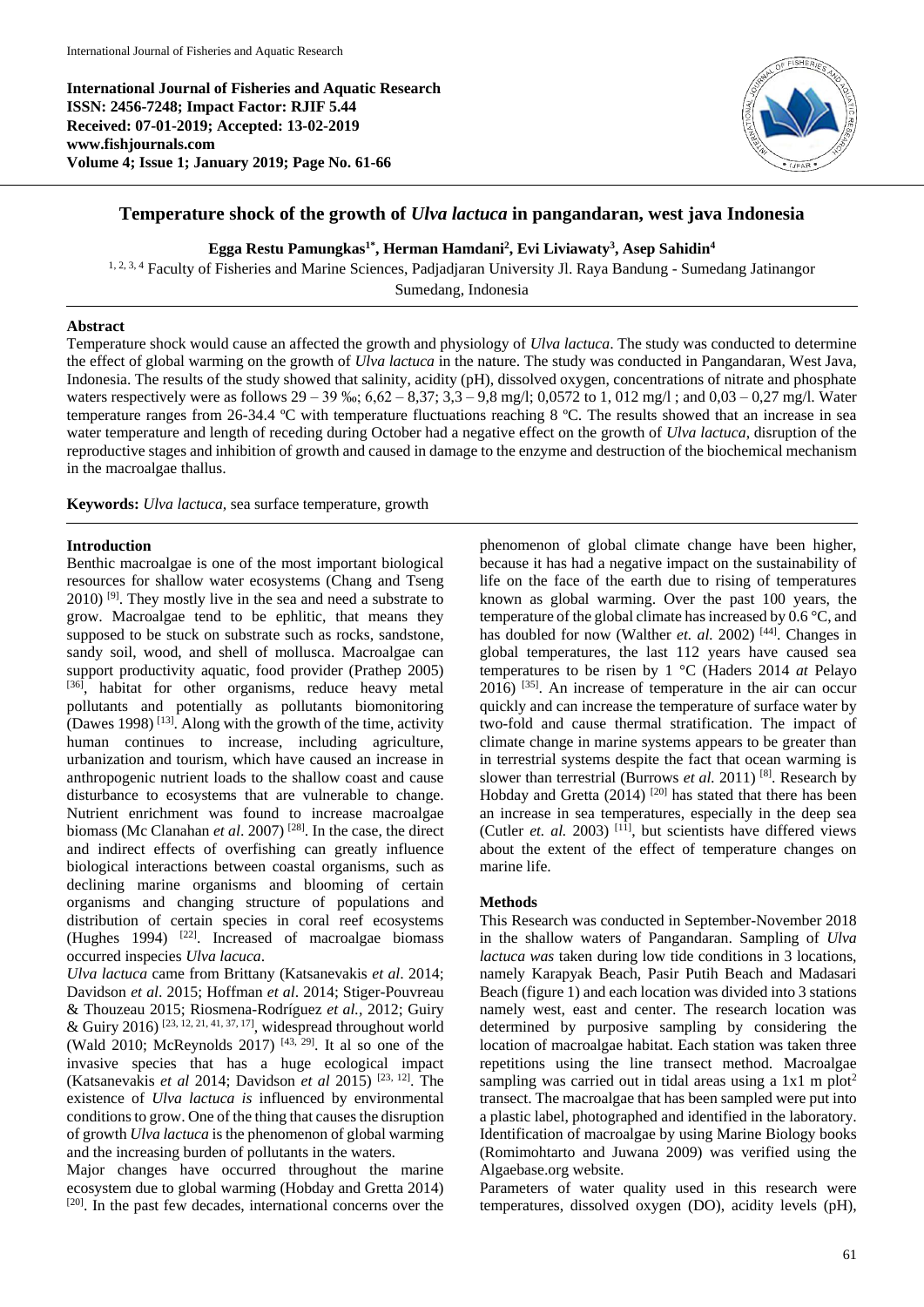**International Journal of Fisheries and Aquatic Research**
**ISSN: 2456-7248; Impact Factor: RJIF 5.44**
**Received: 07-01-2019; Accepted: 13-02-2019**
**www.fishjournals.com**
**Volume 4; Issue 1; January 2019; Page No. 61-66**

# Temperature shock of the growth of *Ulva lactuca* in pangandaran, west java Indonesia

**Egga Restu Pamungkas[1*], Herman Hamdani[2], Evi Liviawaty[3], Asep Sahidin[4]**

[1, 2, 3, 4] Faculty of Fisheries and Marine Sciences, Padjadjaran University Jl. Raya Bandung - Sumedang Jatinangor Sumedang, Indonesia

## Abstract

Temperature shock would cause an affected the growth and physiology of *Ulva lactuca*. The study was conducted to determine the effect of global warming on the growth of *Ulva lactuca* in the nature. The study was conducted in Pangandaran, West Java, Indonesia. The results of the study showed that salinity, acidity (pH), dissolved oxygen, concentrations of nitrate and phosphate waters respectively were as follows 29 – 39 ‰; 6,62 – 8,37; 3,3 – 9,8 mg/l; 0,0572 to 1, 012 mg/l ; and 0,03 – 0,27 mg/l. Water temperature ranges from 26-34.4 ºC with temperature fluctuations reaching 8 ºC. The results showed that an increase in sea water temperature and length of receding during October had a negative effect on the growth of *Ulva lactuca*, disruption of the reproductive stages and inhibition of growth and caused in damage to the enzyme and destruction of the biochemical mechanism in the macroalgae thallus.

**Keywords:** *Ulva lactuca,* sea surface temperature, growth

## Introduction

Benthic macroalgae is one of the most important biological resources for shallow water ecosystems (Chang and Tseng 2010) [9]. They mostly live in the sea and need a substrate to grow. Macroalgae tend to be ephlitic, that means they supposed to be stuck on substrate such as rocks, sandstone, sandy soil, wood, and shell of mollusca. Macroalgae can support productivity aquatic, food provider (Prathep 2005) [36], habitat for other organisms, reduce heavy metal pollutants and potentially as pollutants biomonitoring (Dawes 1998) [13]. Along with the growth of the time, activity human continues to increase, including agriculture, urbanization and tourism, which have caused an increase in anthropogenic nutrient loads to the shallow coast and cause disturbance to ecosystems that are vulnerable to change. Nutrient enrichment was found to increase macroalgae biomass (Mc Clanahan *et al*. 2007) [28]. In the case, the direct and indirect effects of overfishing can greatly influence biological interactions between coastal organisms, such as declining marine organisms and blooming of certain organisms and changing structure of populations and distribution of certain species in coral reef ecosystems (Hughes 1994) [22]. Increased of macroalgae biomass occurred inspecies *Ulva lacuca*.

*Ulva lactuca* came from Brittany (Katsanevakis *et al*. 2014; Davidson *et al*. 2015; Hoffman *et al*. 2014; Stiger-Pouvreau & Thouzeau 2015; Riosmena-Rodríguez *et al.,* 2012; Guiry & Guiry 2016) [23, 12, 21, 41, 37, 17], widespread throughout world (Wald 2010; McReynolds 2017) [43, 29]. It al so one of the invasive species that has a huge ecological impact (Katsanevakis *et al* 2014; Davidson *et al* 2015) [23, 12]. The existence of *Ulva lactuca is* influenced by environmental conditions to grow. One of the thing that causes the disruption of growth *Ulva lactuca* is the phenomenon of global warming and the increasing burden of pollutants in the waters.

Major changes have occurred throughout the marine ecosystem due to global warming (Hobday and Gretta 2014) [20]. In the past few decades, international concerns over the phenomenon of global climate change have been higher, because it has had a negative impact on the sustainability of life on the face of the earth due to rising of temperatures known as global warming. Over the past 100 years, the temperature of the global climate has increased by 0.6 °C, and has doubled for now (Walther *et. al.* 2002) [44]. Changes in global temperatures, the last 112 years have caused sea temperatures to be risen by 1 °C (Haders 2014 *at* Pelayo 2016) [35]. An increase of temperature in the air can occur quickly and can increase the temperature of surface water by two-fold and cause thermal stratification. The impact of climate change in marine systems appears to be greater than in terrestrial systems despite the fact that ocean warming is slower than terrestrial (Burrows *et al.* 2011) [8]. Research by Hobday and Gretta (2014) [20] has stated that there has been an increase in sea temperatures, especially in the deep sea (Cutler *et. al.* 2003) [11], but scientists have differed views about the extent of the effect of temperature changes on marine life.

## Methods

This Research was conducted in September-November 2018 in the shallow waters of Pangandaran. Sampling of *Ulva lactuca was* taken during low tide conditions in 3 locations, namely Karapyak Beach, Pasir Putih Beach and Madasari Beach (figure 1) and each location was divided into 3 stations namely west, east and center. The research location was determined by purposive sampling by considering the location of macroalgae habitat. Each station was taken three repetitions using the line transect method. Macroalgae sampling was carried out in tidal areas using a 1x1 m plot$^2$ transect. The macroalgae that has been sampled were put into a plastic label, photographed and identified in the laboratory. Identification of macroalgae by using Marine Biology books (Romimohtarto and Juwana 2009) was verified using the Algaebase.org website.

Parameters of water quality used in this research were temperatures, dissolved oxygen (DO), acidity levels (pH),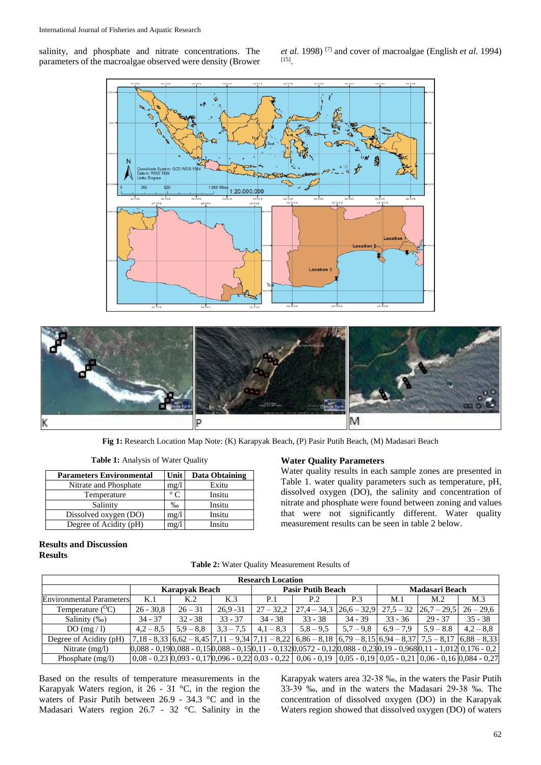salinity, and phosphate and nitrate concentrations. The parameters of the macroalgae observed were density (Brower *et al.* 1998) [7] and cover of macroalgae (English *et al.* 1994) [15].

**Fig 1:** Research Location Map Note: (K) Karapyak Beach, (P) Pasir Putih Beach, (M) Madasari Beach

**Table 1:** Analysis of Water Quality

| Parameters Environmental | Unit | Data Obtaining |
|---|---|---|
| Nitrate and Phosphate | mg/l | Exitu |
| Temperature | ° C | Insitu |
| Salinity | ‰ | Insitu |
| Dissolved oxygen (DO) | mg/l | Insitu |
| Degree of Acidity (pH) | mg/l | Insitu |

### Water Quality Parameters

Water quality results in each sample zones are presented in Table 1. water quality parameters such as temperature, pH, dissolved oxygen (DO), the salinity and concentration of nitrate and phosphate were found between zoning and values that were not significantly different. Water quality measurement results can be seen in table 2 below.

## Results and Discussion

### Results

**Table 2:** Water Quality Measurement Results of

| | Research Location | | | | | | | | |
|---|---|---|---|---|---|---|---|---|---|
| | Karapyak Beach | | | Pasir Putih Beach | | | Madasari Beach | | |
| Environmental Parameters | K.1 | K.2 | K.3 | P.1 | P.2 | P.3 | M.1 | M.2 | M.3 |
| Temperature ($^{O}$C) | 26 - 30,8 | 26 – 31 | 26,9 -31 | 27 – 32,2 | 27,4 – 34,3 | 26,6 – 32,9 | 27,5 – 32 | 26,7 – 29,5 | 26 – 29,6 |
| Salinity (‰) | 34 - 37 | 32 - 38 | 33 - 37 | 34 - 38 | 33 - 38 | 34 - 39 | 33 - 36 | 29 - 37 | 35 - 38 |
| DO (mg / l) | 4,2 – 8,5 | 5,9 – 8,8 | 3,3 – 7,5 | 4,1 – 8,3 | 5,8 – 9,5 | 5,7 – 9,8 | 6,9 – 7,9 | 5,9 – 8.8 | 4,2 – 8,8 |
| Degree of Acidity (pH) | 7,18 - 8,33 | 6,62 – 8,45 | 7,11 – 9,34 | 7,11 – 8,22 | 6,86 – 8,18 | 6,79 – 8,15 | 6,94 – 8,37 | 7,5 – 8,17 | 6,88 – 8,33 |
| Nitrate (mg/l) | 0,088 - 0,19 | 0,088 - 0,15 | 0,088 - 0,15 | 0,11 - 0,132 | 0,0572 - 0,12 | 0,088 - 0,23 | 0,19 - 0,968 | 0,11 - 1,012 | 0,176 - 0,2 |
| Phosphate (mg/l) | 0,08 - 0,23 | 0,093 - 0,17 | 0,096 - 0,22 | 0,03 - 0,22 | 0,06 - 0,19 | 0,05 - 0,19 | 0,05 - 0,21 | 0,06 - 0,16 | 0,084 - 0,27 |

Based on the results of temperature measurements in the Karapyak Waters region, it 26 - 31 °C, in the region the waters of Pasir Putih between 26.9 - 34.3 °C and in the Madasari Waters region 26.7 - 32 °C. Salinity in the Karapyak waters area 32-38 ‰, in the waters the Pasir Putih 33-39 ‰, and in the waters the Madasari 29-38 ‰. The concentration of dissolved oxygen (DO) in the Karapyak Waters region showed that dissolved oxygen (DO) of waters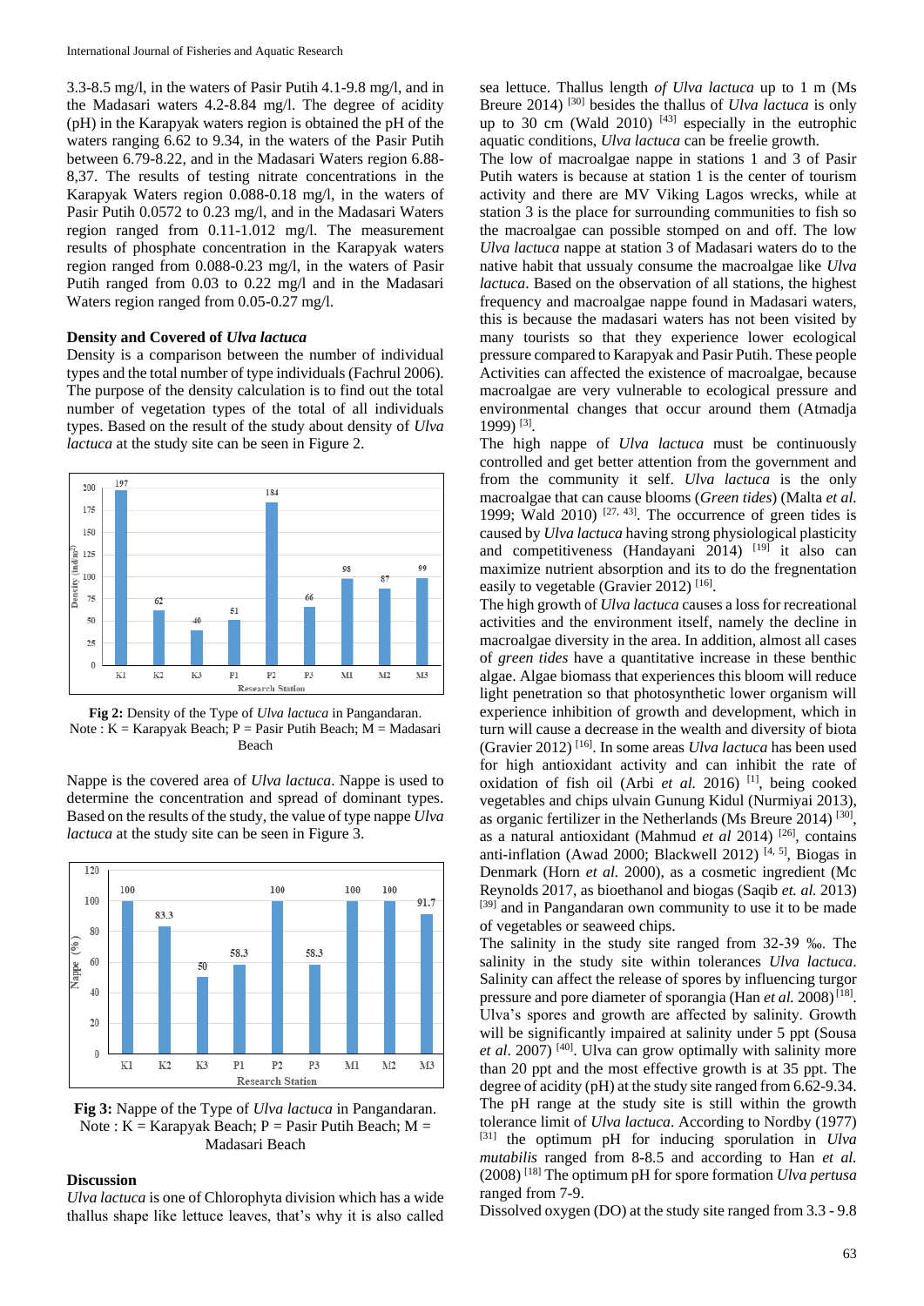3.3-8.5 mg/l, in the waters of Pasir Putih 4.1-9.8 mg/l, and in the Madasari waters 4.2-8.84 mg/l. The degree of acidity (pH) in the Karapyak waters region is obtained the pH of the waters ranging 6.62 to 9.34, in the waters of the Pasir Putih between 6.79-8.22, and in the Madasari Waters region 6.88-8,37. The results of testing nitrate concentrations in the Karapyak Waters region 0.088-0.18 mg/l, in the waters of Pasir Putih 0.0572 to 0.23 mg/l, and in the Madasari Waters region ranged from 0.11-1.012 mg/l. The measurement results of phosphate concentration in the Karapyak waters region ranged from 0.088-0.23 mg/l, in the waters of Pasir Putih ranged from 0.03 to 0.22 mg/l and in the Madasari Waters region ranged from 0.05-0.27 mg/l.

**Density and Covered of *Ulva lactuca***

Density is a comparison between the number of individual types and the total number of type individuals (Fachrul 2006). The purpose of the density calculation is to find out the total number of vegetation types of the total of all individuals types. Based on the result of the study about density of *Ulva lactuca* at the study site can be seen in Figure 2.

**Fig 2:** Density of the Type of *Ulva lactuca* in Pangandaran.
Note : K = Karapyak Beach; P = Pasir Putih Beach; M = Madasari Beach

Nappe is the covered area of *Ulva lactuca*. Nappe is used to determine the concentration and spread of dominant types. Based on the results of the study, the value of type nappe *Ulva lactuca* at the study site can be seen in Figure 3.

**Fig 3:** Nappe of the Type of *Ulva lactuca* in Pangandaran.
Note : K = Karapyak Beach; P = Pasir Putih Beach; M = Madasari Beach

**Discussion**

*Ulva lactuca* is one of Chlorophyta division which has a wide thallus shape like lettuce leaves, that's why it is also called sea lettuce. Thallus length *of Ulva lactuca* up to 1 m (Ms Breure 2014) [30] besides the thallus of *Ulva lactuca* is only up to 30 cm (Wald 2010) [43] especially in the eutrophic aquatic conditions, *Ulva lactuca* can be freelie growth.

The low of macroalgae nappe in stations 1 and 3 of Pasir Putih waters is because at station 1 is the center of tourism activity and there are MV Viking Lagos wrecks, while at station 3 is the place for surrounding communities to fish so the macroalgae can possible stomped on and off. The low *Ulva lactuca* nappe at station 3 of Madasari waters do to the native habit that ussualy consume the macroalgae like *Ulva lactuca*. Based on the observation of all stations, the highest frequency and macroalgae nappe found in Madasari waters, this is because the madasari waters has not been visited by many tourists so that they experience lower ecological pressure compared to Karapyak and Pasir Putih. These people Activities can affected the existence of macroalgae, because macroalgae are very vulnerable to ecological pressure and environmental changes that occur around them (Atmadja 1999) [3].

The high nappe of *Ulva lactuca* must be continuously controlled and get better attention from the government and from the community it self. *Ulva lactuca* is the only macroalgae that can cause blooms (*Green tides*) (Malta *et al.* 1999; Wald 2010) [27, 43]. The occurrence of green tides is caused by *Ulva lactuca* having strong physiological plasticity and competitiveness (Handayani 2014) [19] it also can maximize nutrient absorption and its to do the fregnentation easily to vegetable (Gravier 2012) [16].

The high growth of *Ulva lactuca* causes a loss for recreational activities and the environment itself, namely the decline in macroalgae diversity in the area. In addition, almost all cases of *green tides* have a quantitative increase in these benthic algae. Algae biomass that experiences this bloom will reduce light penetration so that photosynthetic lower organism will experience inhibition of growth and development, which in turn will cause a decrease in the wealth and diversity of biota (Gravier 2012) [16]. In some areas *Ulva lactuca* has been used for high antioxidant activity and can inhibit the rate of oxidation of fish oil (Arbi *et al.* 2016) [1], being cooked vegetables and chips ulvain Gunung Kidul (Nurmiyai 2013), as organic fertilizer in the Netherlands (Ms Breure 2014) [30], as a natural antioxidant (Mahmud *et al* 2014) [26], contains anti-inflation (Awad 2000; Blackwell 2012) [4, 5], Biogas in Denmark (Horn *et al.* 2000), as a cosmetic ingredient (Mc Reynolds 2017, as bioethanol and biogas (Saqib *et. al.* 2013) [39] and in Pangandaran own community to use it to be made of vegetables or seaweed chips.

The salinity in the study site ranged from 32-39 ‰. The salinity in the study site within tolerances *Ulva lactuca*. Salinity can affect the release of spores by influencing turgor pressure and pore diameter of sporangia (Han *et al.* 2008) [18]. Ulva's spores and growth are affected by salinity. Growth will be significantly impaired at salinity under 5 ppt (Sousa *et al*. 2007) [40]. Ulva can grow optimally with salinity more than 20 ppt and the most effective growth is at 35 ppt. The degree of acidity (pH) at the study site ranged from 6.62-9.34. The pH range at the study site is still within the growth tolerance limit of *Ulva lactuca*. According to Nordby (1977) [31] the optimum pH for inducing sporulation in *Ulva mutabilis* ranged from 8-8.5 and according to Han *et al.* (2008) [18] The optimum pH for spore formation *Ulva pertusa* ranged from 7-9.

Dissolved oxygen (DO) at the study site ranged from 3.3 - 9.8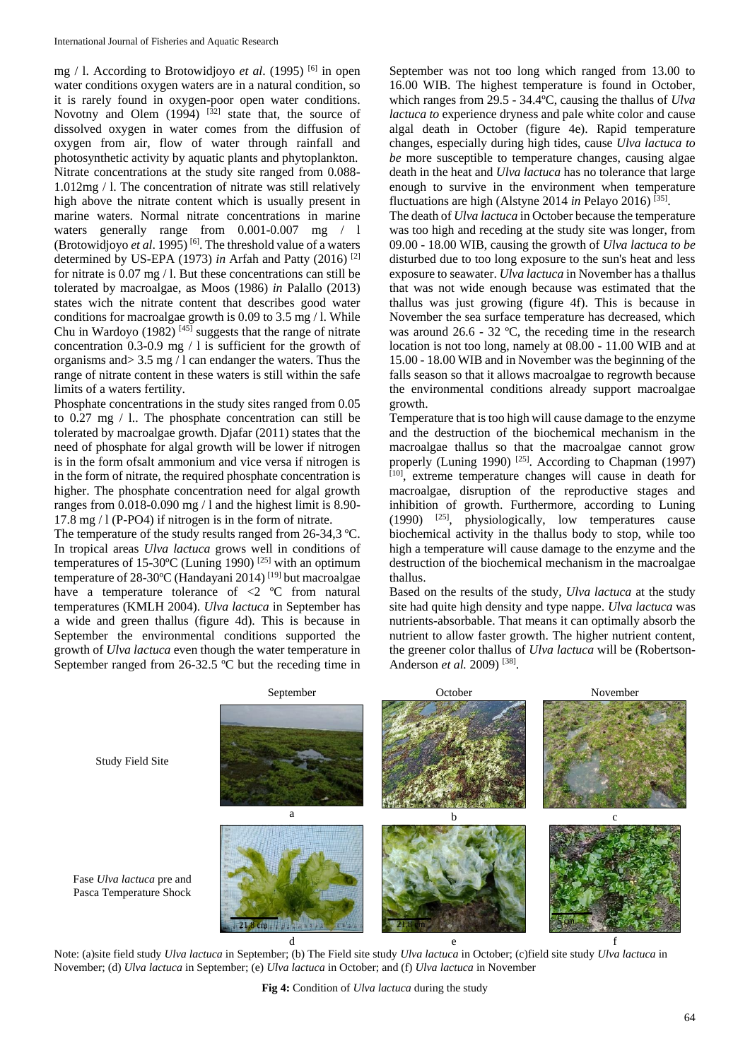mg / l. According to Brotowidjoyo *et al*. (1995) [6] in open water conditions oxygen waters are in a natural condition, so it is rarely found in oxygen-poor open water conditions. Novotny and Olem (1994) [32] state that, the source of dissolved oxygen in water comes from the diffusion of oxygen from air, flow of water through rainfall and photosynthetic activity by aquatic plants and phytoplankton.

Nitrate concentrations at the study site ranged from 0.088-1.012mg / l. The concentration of nitrate was still relatively high above the nitrate content which is usually present in marine waters. Normal nitrate concentrations in marine waters generally range from 0.001-0.007 mg / l (Brotowidjoyo *et al*. 1995) [6]. The threshold value of a waters determined by US-EPA (1973) *in* Arfah and Patty (2016) [2] for nitrate is 0.07 mg / l. But these concentrations can still be tolerated by macroalgae, as Moos (1986) *in* Palallo (2013) states wich the nitrate content that describes good water conditions for macroalgae growth is 0.09 to 3.5 mg / l. While Chu in Wardoyo (1982) [45] suggests that the range of nitrate concentration 0.3-0.9 mg / l is sufficient for the growth of organisms and> 3.5 mg / l can endanger the waters. Thus the range of nitrate content in these waters is still within the safe limits of a waters fertility.

Phosphate concentrations in the study sites ranged from 0.05 to 0.27 mg / l.. The phosphate concentration can still be tolerated by macroalgae growth. Djafar (2011) states that the need of phosphate for algal growth will be lower if nitrogen is in the form ofsalt ammonium and vice versa if nitrogen is in the form of nitrate, the required phosphate concentration is higher. The phosphate concentration need for algal growth ranges from 0.018-0.090 mg / l and the highest limit is 8.90-17.8 mg / l (P-PO4) if nitrogen is in the form of nitrate.

The temperature of the study results ranged from 26-34,3 ºC. In tropical areas *Ulva lactuca* grows well in conditions of temperatures of 15-30ºC (Luning 1990) [25] with an optimum temperature of 28-30ºC (Handayani 2014) [19] but macroalgae have a temperature tolerance of <2 ºC from natural temperatures (KMLH 2004). *Ulva lactuca* in September has a wide and green thallus (figure 4d). This is because in September the environmental conditions supported the growth of *Ulva lactuca* even though the water temperature in September ranged from 26-32.5 ºC but the receding time in September was not too long which ranged from 13.00 to 16.00 WIB. The highest temperature is found in October, which ranges from 29.5 - 34.4ºC, causing the thallus of *Ulva lactuca to* experience dryness and pale white color and cause algal death in October (figure 4e). Rapid temperature changes, especially during high tides, cause *Ulva lactuca to be* more susceptible to temperature changes, causing algae death in the heat and *Ulva lactuca* has no tolerance that large enough to survive in the environment when temperature fluctuations are high (Alstyne 2014 *in* Pelayo 2016) [35].

The death of *Ulva lactuca* in October because the temperature was too high and receding at the study site was longer, from 09.00 - 18.00 WIB, causing the growth of *Ulva lactuca to be* disturbed due to too long exposure to the sun's heat and less exposure to seawater. *Ulva lactuca* in November has a thallus that was not wide enough because was estimated that the thallus was just growing (figure 4f). This is because in November the sea surface temperature has decreased, which was around 26.6 - 32 ºC, the receding time in the research location is not too long, namely at 08.00 - 11.00 WIB and at 15.00 - 18.00 WIB and in November was the beginning of the falls season so that it allows macroalgae to regrowth because the environmental conditions already support macroalgae growth.

Temperature that is too high will cause damage to the enzyme and the destruction of the biochemical mechanism in the macroalgae thallus so that the macroalgae cannot grow properly (Luning 1990) [25]. According to Chapman (1997) [10], extreme temperature changes will cause in death for macroalgae, disruption of the reproductive stages and inhibition of growth. Furthermore, according to Luning (1990) [25], physiologically, low temperatures cause biochemical activity in the thallus body to stop, while too high a temperature will cause damage to the enzyme and the destruction of the biochemical mechanism in the macroalgae thallus.

Based on the results of the study, *Ulva lactuca* at the study site had quite high density and type nappe. *Ulva lactuca* was nutrients-absorbable. That means it can optimally absorb the nutrient to allow faster growth. The higher nutrient content, the greener color thallus of *Ulva lactuca* will be (Robertson-Anderson *et al.* 2009) [38].

| | September | October | November |
|---|---|---|---|
| Study Field Site | a | b | c |
| Fase *Ulva lactuca* pre and Pasca Temperature Shock | d | e | f |

Note: (a)site field study *Ulva lactuca* in September; (b) The Field site study *Ulva lactuca* in October; (c)field site study *Ulva lactuca* in November; (d) *Ulva lactuca* in September; (e) *Ulva lactuca* in October; and (f) *Ulva lactuca* in November

**Fig 4:** Condition of *Ulva lactuca* during the study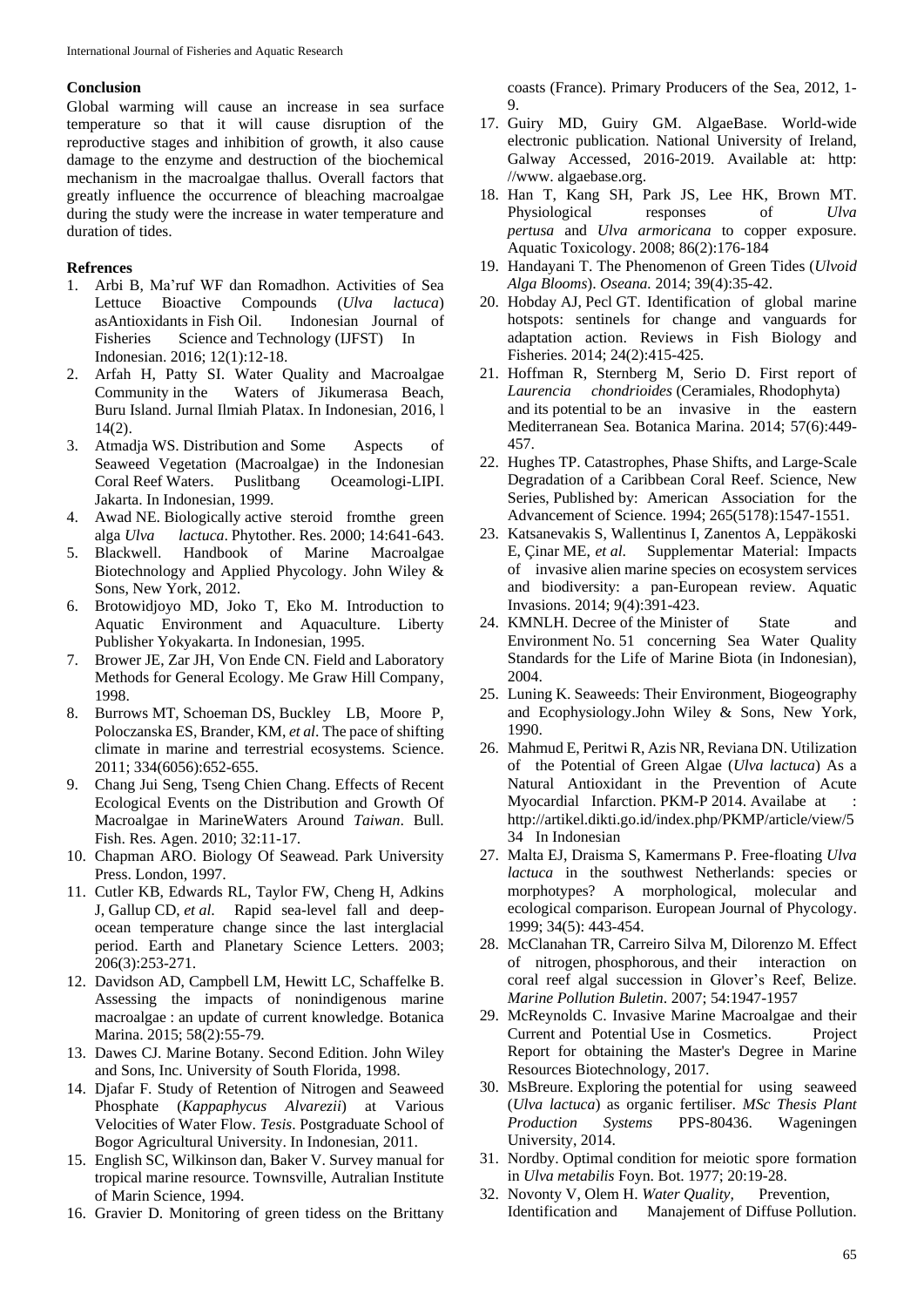## Conclusion

Global warming will cause an increase in sea surface temperature so that it will cause disruption of the reproductive stages and inhibition of growth, it also cause damage to the enzyme and destruction of the biochemical mechanism in the macroalgae thallus. Overall factors that greatly influence the occurrence of bleaching macroalgae during the study were the increase in water temperature and duration of tides.

## Refrences

1. Arbi B, Ma'ruf WF dan Romadhon. Activities of Sea Lettuce Bioactive Compounds (*Ulva lactuca*) asAntioxidants in Fish Oil. Indonesian Journal of Fisheries Science and Technology (IJFST) In Indonesian. 2016; 12(1):12-18.
2. Arfah H, Patty SI. Water Quality and Macroalgae Community in the Waters of Jikumerasa Beach, Buru Island. Jurnal Ilmiah Platax. In Indonesian, 2016, l 14(2).
3. Atmadja WS. Distribution and Some Aspects of Seaweed Vegetation (Macroalgae) in the Indonesian Coral Reef Waters. Puslitbang Oceamologi-LIPI. Jakarta. In Indonesian, 1999.
4. Awad NE. Biologically active steroid fromthe green alga *Ulva lactuca*. Phytother. Res. 2000; 14:641-643.
5. Blackwell. Handbook of Marine Macroalgae Biotechnology and Applied Phycology. John Wiley & Sons, New York, 2012.
6. Brotowidjoyo MD, Joko T, Eko M. Introduction to Aquatic Environment and Aquaculture. Liberty Publisher Yokyakarta. In Indonesian, 1995.
7. Brower JE, Zar JH, Von Ende CN. Field and Laboratory Methods for General Ecology. Me Graw Hill Company, 1998.
8. Burrows MT, Schoeman DS, Buckley LB, Moore P, Poloczanska ES, Brander, KM, *et al*. The pace of shifting climate in marine and terrestrial ecosystems. Science. 2011; 334(6056):652-655.
9. Chang Jui Seng, Tseng Chien Chang. Effects of Recent Ecological Events on the Distribution and Growth Of Macroalgae in MarineWaters Around *Taiwan*. Bull. Fish. Res. Agen. 2010; 32:11-17.
10. Chapman ARO. Biology Of Seawead. Park University Press. London, 1997.
11. Cutler KB, Edwards RL, Taylor FW, Cheng H, Adkins J, Gallup CD, *et al.* Rapid sea-level fall and deep-ocean temperature change since the last interglacial period. Earth and Planetary Science Letters. 2003; 206(3):253-271.
12. Davidson AD, Campbell LM, Hewitt LC, Schaffelke B. Assessing the impacts of nonindigenous marine macroalgae : an update of current knowledge. Botanica Marina. 2015; 58(2):55-79.
13. Dawes CJ. Marine Botany. Second Edition. John Wiley and Sons, Inc. University of South Florida, 1998.
14. Djafar F. Study of Retention of Nitrogen and Seaweed Phosphate (*Kappaphycus Alvarezii*) at Various Velocities of Water Flow. *Tesis*. Postgraduate School of Bogor Agricultural University. In Indonesian, 2011.
15. English SC, Wilkinson dan, Baker V. Survey manual for tropical marine resource. Townsville, Autralian Institute of Marin Science, 1994.
16. Gravier D. Monitoring of green tidess on the Brittany coasts (France). Primary Producers of the Sea, 2012, 1-9.
17. Guiry MD, Guiry GM. AlgaeBase. World-wide electronic publication. National University of Ireland, Galway Accessed, 2016-2019. Available at: http: //www. algaebase.org.
18. Han T, Kang SH, Park JS, Lee HK, Brown MT. Physiological responses of *Ulva pertusa* and *Ulva armoricana* to copper exposure. Aquatic Toxicology. 2008; 86(2):176-184
19. Handayani T. The Phenomenon of Green Tides (*Ulvoid Alga Blooms*). *Oseana.* 2014; 39(4):35-42.
20. Hobday AJ, Pecl GT. Identification of global marine hotspots: sentinels for change and vanguards for adaptation action. Reviews in Fish Biology and Fisheries. 2014; 24(2):415-425.
21. Hoffman R, Sternberg M, Serio D. First report of *Laurencia chondrioides* (Ceramiales, Rhodophyta) and its potential to be an invasive in the eastern Mediterranean Sea. Botanica Marina. 2014; 57(6):449-457.
22. Hughes TP. Catastrophes, Phase Shifts, and Large-Scale Degradation of a Caribbean Coral Reef. Science, New Series, Published by: American Association for the Advancement of Science. 1994; 265(5178):1547-1551.
23. Katsanevakis S, Wallentinus I, Zanentos A, Leppäkoski E, Çinar ME, *et al*. Supplementar Material: Impacts of invasive alien marine species on ecosystem services and biodiversity: a pan-European review. Aquatic Invasions. 2014; 9(4):391-423.
24. KMNLH. Decree of the Minister of State and Environment No. 51 concerning Sea Water Quality Standards for the Life of Marine Biota (in Indonesian), 2004.
25. Luning K. Seaweeds: Their Environment, Biogeography and Ecophysiology.John Wiley & Sons, New York, 1990.
26. Mahmud E, Peritwi R, Azis NR, Reviana DN. Utilization of the Potential of Green Algae (*Ulva lactuca*) As a Natural Antioxidant in the Prevention of Acute Myocardial Infarction. PKM-P 2014. Availabe at : http://artikel.dikti.go.id/index.php/PKMP/article/view/534 In Indonesian
27. Malta EJ, Draisma S, Kamermans P. Free-floating *Ulva lactuca* in the southwest Netherlands: species or morphotypes? A morphological, molecular and ecological comparison. European Journal of Phycology. 1999; 34(5): 443-454.
28. McClanahan TR, Carreiro Silva M, Dilorenzo M. Effect of nitrogen, phosphorous, and their interaction on coral reef algal succession in Glover's Reef, Belize. *Marine Pollution Buletin*. 2007; 54:1947-1957
29. McReynolds C. Invasive Marine Macroalgae and their Current and Potential Use in Cosmetics. Project Report for obtaining the Master's Degree in Marine Resources Biotechnology, 2017.
30. MsBreure. Exploring the potential for using seaweed (*Ulva lactuca*) as organic fertiliser. *MSc Thesis Plant Production Systems* PPS-80436. Wageningen University, 2014.
31. Nordby. Optimal condition for meiotic spore formation in *Ulva metabilis* Foyn. Bot. 1977; 20:19-28.
32. Novonty V, Olem H. *Water Quality,* Prevention, Identification and Manajement of Diffuse Pollution.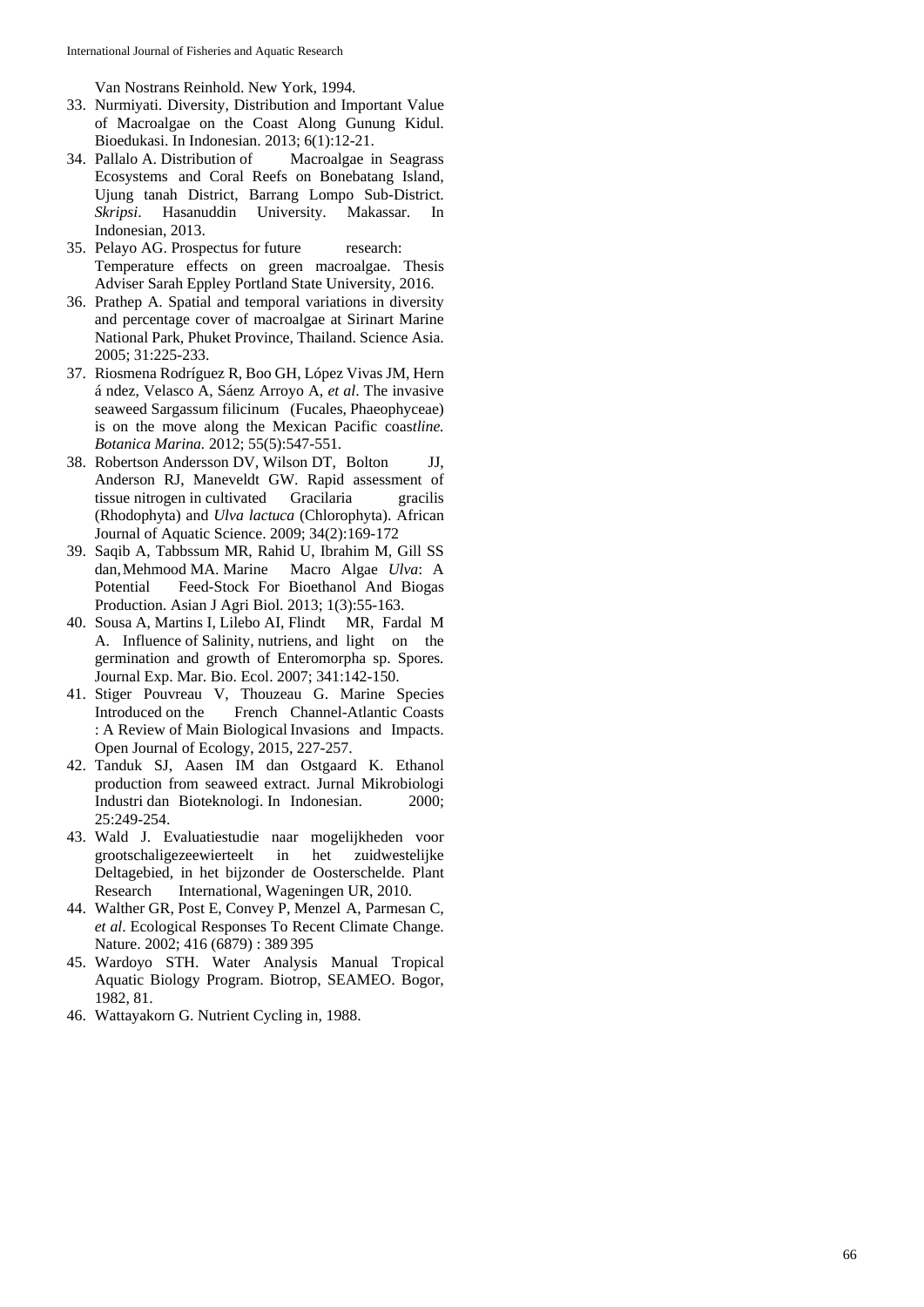Van Nostrans Reinhold. New York, 1994.

33. Nurmiyati. Diversity, Distribution and Important Value of Macroalgae on the Coast Along Gunung Kidul. Bioedukasi. In Indonesian. 2013; 6(1):12-21.
34. Pallalo A. Distribution of Macroalgae in Seagrass Ecosystems and Coral Reefs on Bonebatang Island, Ujung tanah District, Barrang Lompo Sub-District. *Skripsi*. Hasanuddin University. Makassar. In Indonesian, 2013.
35. Pelayo AG. Prospectus for future research: Temperature effects on green macroalgae. Thesis Adviser Sarah Eppley Portland State University, 2016.
36. Prathep A. Spatial and temporal variations in diversity and percentage cover of macroalgae at Sirinart Marine National Park, Phuket Province, Thailand. Science Asia. 2005; 31:225-233.
37. Riosmena Rodríguez R, Boo GH, López Vivas JM, Hern á ndez, Velasco A, Sáenz Arroyo A, *et al*. The invasive seaweed Sargassum filicinum (Fucales, Phaeophyceae) is on the move along the Mexican Pacific coas*tline. Botanica Marina*. 2012; 55(5):547-551.
38. Robertson Andersson DV, Wilson DT, Bolton JJ, Anderson RJ, Maneveldt GW. Rapid assessment of tissue nitrogen in cultivated Gracilaria gracilis (Rhodophyta) and *Ulva lactuca* (Chlorophyta). African Journal of Aquatic Science. 2009; 34(2):169-172
39. Saqib A, Tabbssum MR, Rahid U, Ibrahim M, Gill SS dan, Mehmood MA. Marine Macro Algae *Ulva*: A Potential Feed-Stock For Bioethanol And Biogas Production. Asian J Agri Biol. 2013; 1(3):55-163.
40. Sousa A, Martins I, Lilebo AI, Flindt MR, Fardal M A. Influence of Salinity, nutriens, and light on the germination and growth of Enteromorpha sp. Spores. Journal Exp. Mar. Bio. Ecol. 2007; 341:142-150.
41. Stiger Pouvreau V, Thouzeau G. Marine Species Introduced on the French Channel-Atlantic Coasts : A Review of Main Biological Invasions and Impacts. Open Journal of Ecology, 2015, 227-257.
42. Tanduk SJ, Aasen IM dan Ostgaard K. Ethanol production from seaweed extract. Jurnal Mikrobiologi Industri dan Bioteknologi. In Indonesian. 2000; 25:249-254.
43. Wald J. Evaluatiestudie naar mogelijkheden voor grootschaligezeewierteelt in het zuidwestelijke Deltagebied, in het bijzonder de Oosterschelde. Plant Research International, Wageningen UR, 2010.
44. Walther GR, Post E, Convey P, Menzel A, Parmesan C, *et al*. Ecological Responses To Recent Climate Change. Nature. 2002; 416 (6879) : 389 395
45. Wardoyo STH. Water Analysis Manual Tropical Aquatic Biology Program. Biotrop, SEAMEO. Bogor, 1982, 81.
46. Wattayakorn G. Nutrient Cycling in, 1988.